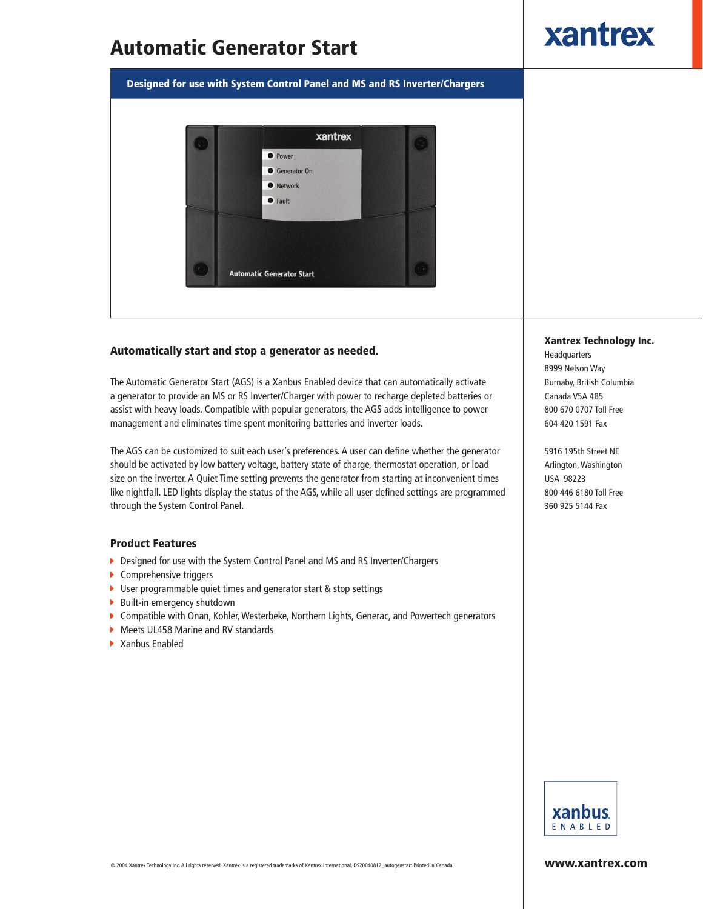# Automatic Generator Start

xantrex

**Designed for use with System Control Panel and MS and RS Inverter/Chargers**

## Automatically start and stop a generator as needed.

The Automatic Generator Start (AGS) is a Xanbus Enabled device that can automatically activate a generator to provide an MS or RS Inverter/Charger with power to recharge depleted batteries or assist with heavy loads. Compatible with popular generators, the AGS adds intelligence to power management and eliminates time spent monitoring batteries and inverter loads.

The AGS can be customized to suit each user's preferences. A user can define whether the generator should be activated by low battery voltage, battery state of charge, thermostat operation, or load size on the inverter. A Quiet Time setting prevents the generator from starting at inconvenient times like nightfall. LED lights display the status of the AGS, while all user defined settings are programmed through the System Control Panel.

### Product Features

- Designed for use with the System Control Panel and MS and RS Inverter/Chargers
- Comprehensive triggers
- User programmable quiet times and generator start & stop settings
- Built-in emergency shutdown
- Compatible with Onan, Kohler, Westerbeke, Northern Lights, Generac, and Powertech generators
- Meets UL458 Marine and RV standards
- Xanbus Enabled

**Xantrex Technology Inc.**
Headquarters
8999 Nelson Way
Burnaby, British Columbia
Canada V5A 4B5
800 670 0707 Toll Free
604 420 1591 Fax

5916 195th Street NE
Arlington, Washington
USA 98223
800 446 6180 Toll Free
360 925 5144 Fax

xanbus. ENABLED

**www.xantrex.com**

© 2004 Xantrex Technology Inc. All rights reserved. Xantrex is a registered trademarks of Xantrex International. DS20040812_autogenstart Printed in Canada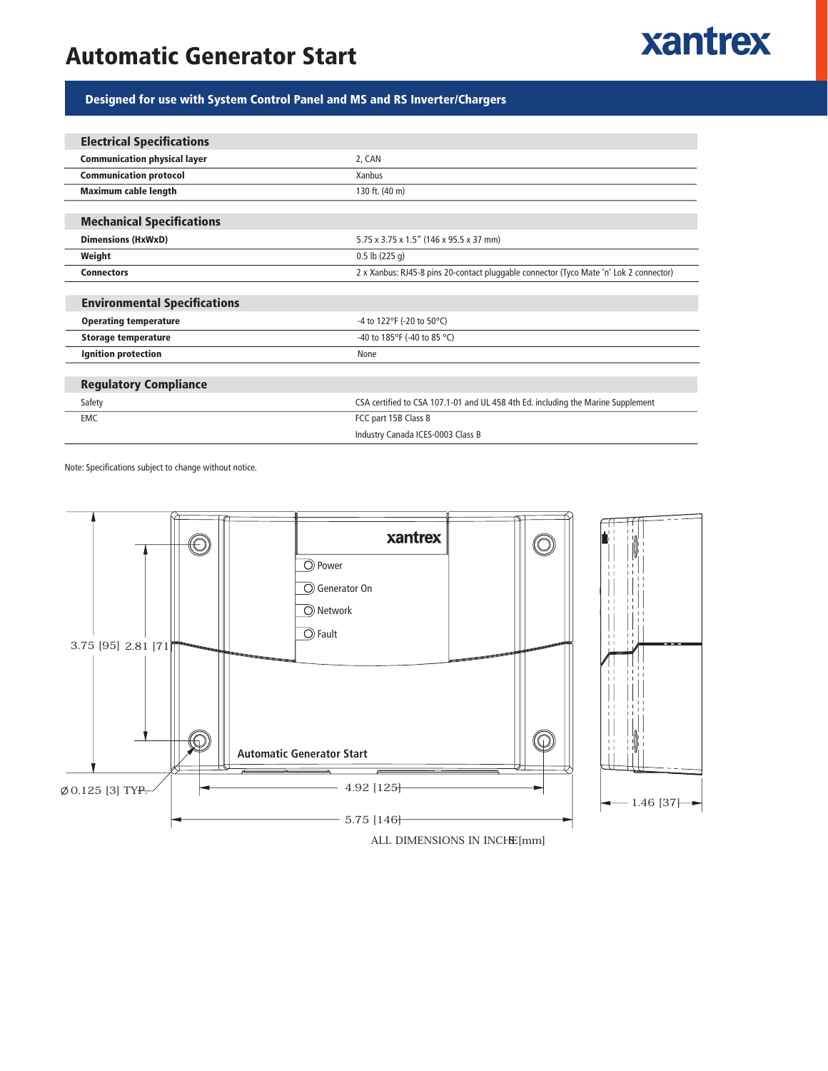# Automatic Generator Start

xantrex

**Designed for use with System Control Panel and MS and RS Inverter/Chargers**

| **Electrical Specifications** | |
|---|---|
| **Communication physical layer** | 2, CAN |
| **Communication protocol** | Xanbus |
| **Maximum cable length** | 130 ft. (40 m) |

| **Mechanical Specifications** | |
|---|---|
| **Dimensions (HxWxD)** | 5.75 x 3.75 x 1.5" (146 x 95.5 x 37 mm) |
| **Weight** | 0.5 lb (225 g) |
| **Connectors** | 2 x Xanbus: RJ45-8 pins 20-contact pluggable connector (Tyco Mate 'n' Lok 2 connector) |

| **Environmental Specifications** | |
|---|---|
| **Operating temperature** | -4 to 122°F (-20 to 50°C) |
| **Storage temperature** | -40 to 185°F (-40 to 85 °C) |
| **Ignition protection** | None |

| **Regulatory Compliance** | |
|---|---|
| Safety | CSA certified to CSA 107.1-01 and UL 458 4th Ed. including the Marine Supplement |
| EMC | FCC part 15B Class B |
| | Industry Canada ICES-0003 Class B |

Note: Specifications subject to change without notice.

xantrex
Power
Generator On
Network
Fault
Automatic Generator Start
3.75 [95]
2.81 [71]
Ø 0.125 [3] TYP.
4.92 [125]
5.75 [146]
1.46 [37]
ALL DIMENSIONS IN INCHES [mm]